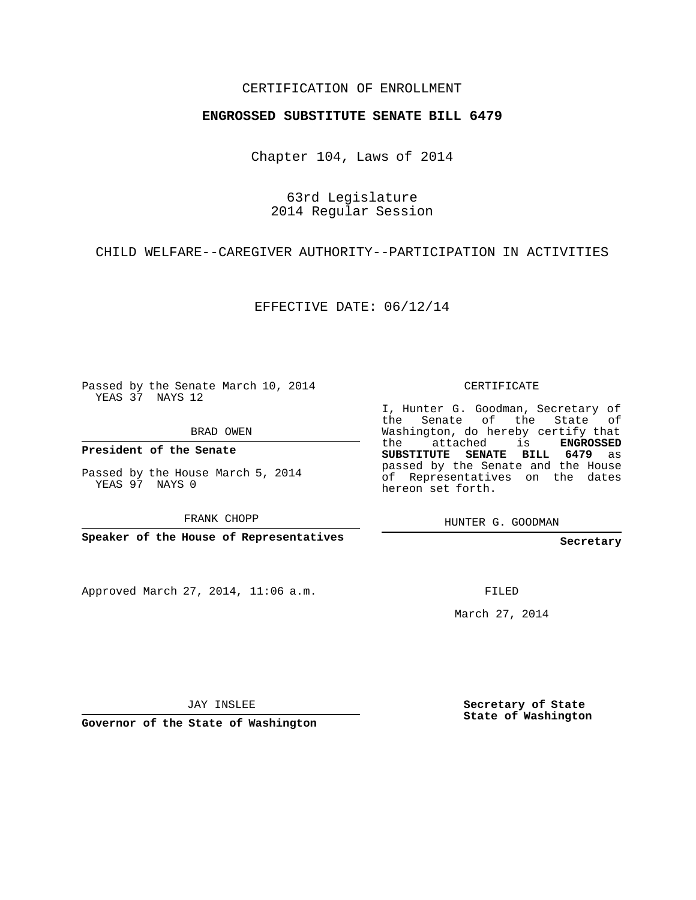CERTIFICATION OF ENROLLMENT

**ENGROSSED SUBSTITUTE SENATE BILL 6479**

Chapter 104, Laws of 2014

63rd Legislature
2014 Regular Session

CHILD WELFARE--CAREGIVER AUTHORITY--PARTICIPATION IN ACTIVITIES

EFFECTIVE DATE: 06/12/14

Passed by the Senate March 10, 2014
YEAS 37 NAYS 12

BRAD OWEN

**President of the Senate**

Passed by the House March 5, 2014
YEAS 97 NAYS 0

FRANK CHOPP

**Speaker of the House of Representatives**

CERTIFICATE

I, Hunter G. Goodman, Secretary of the Senate of the State of Washington, do hereby certify that the attached is **ENGROSSED SUBSTITUTE SENATE BILL 6479** as passed by the Senate and the House of Representatives on the dates hereon set forth.

HUNTER G. GOODMAN

**Secretary**

Approved March 27, 2014, 11:06 a.m.

FILED

March 27, 2014

JAY INSLEE

**Governor of the State of Washington**

**Secretary of State**
**State of Washington**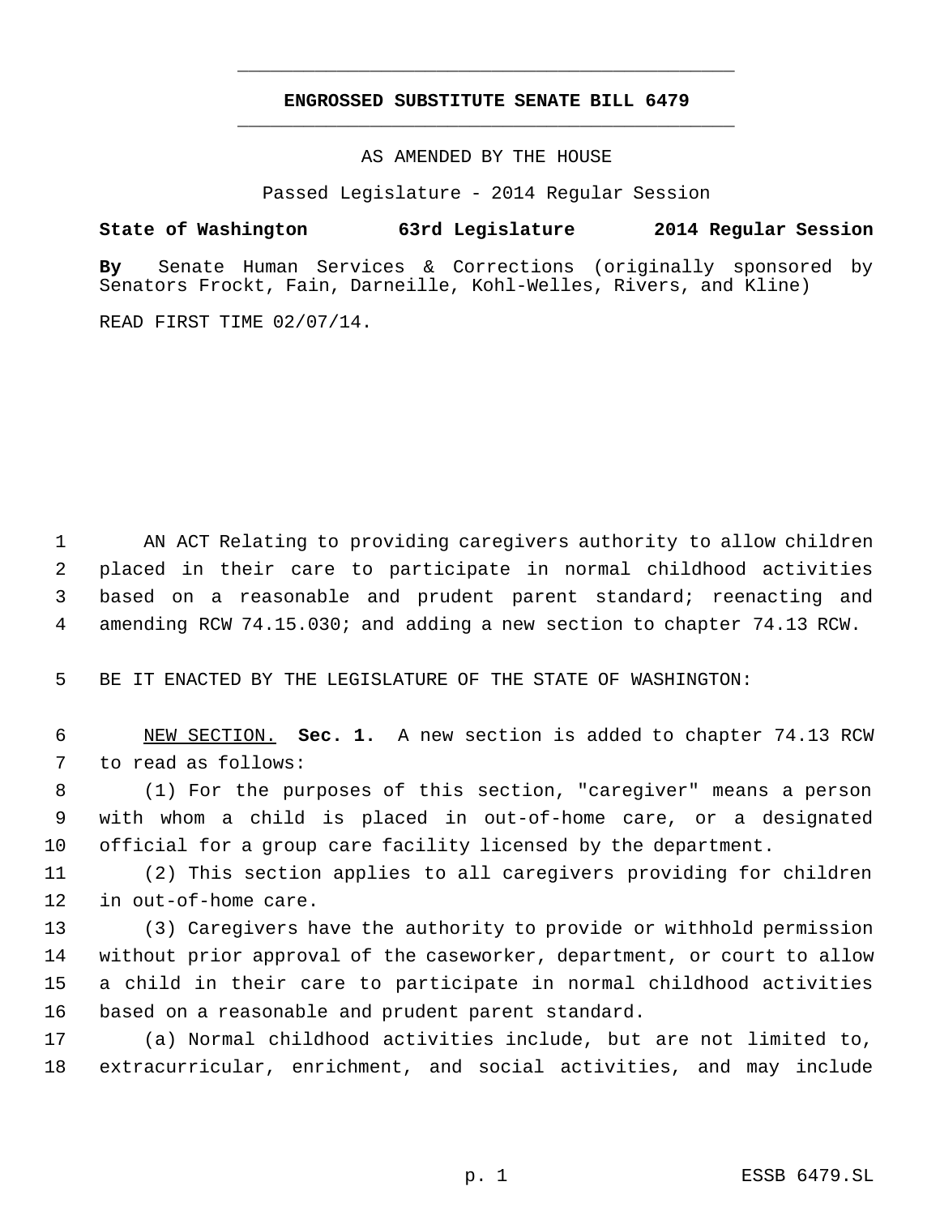# ENGROSSED SUBSTITUTE SENATE BILL 6479

AS AMENDED BY THE HOUSE

Passed Legislature - 2014 Regular Session

**State of Washington 63rd Legislature 2014 Regular Session**

**By** Senate Human Services & Corrections (originally sponsored by Senators Frockt, Fain, Darneille, Kohl-Welles, Rivers, and Kline)

READ FIRST TIME 02/07/14.

AN ACT Relating to providing caregivers authority to allow children placed in their care to participate in normal childhood activities based on a reasonable and prudent parent standard; reenacting and amending RCW 74.15.030; and adding a new section to chapter 74.13 RCW.

BE IT ENACTED BY THE LEGISLATURE OF THE STATE OF WASHINGTON:

NEW SECTION. **Sec. 1.** A new section is added to chapter 74.13 RCW to read as follows:

(1) For the purposes of this section, "caregiver" means a person with whom a child is placed in out-of-home care, or a designated official for a group care facility licensed by the department.

(2) This section applies to all caregivers providing for children in out-of-home care.

(3) Caregivers have the authority to provide or withhold permission without prior approval of the caseworker, department, or court to allow a child in their care to participate in normal childhood activities based on a reasonable and prudent parent standard.

(a) Normal childhood activities include, but are not limited to, extracurricular, enrichment, and social activities, and may include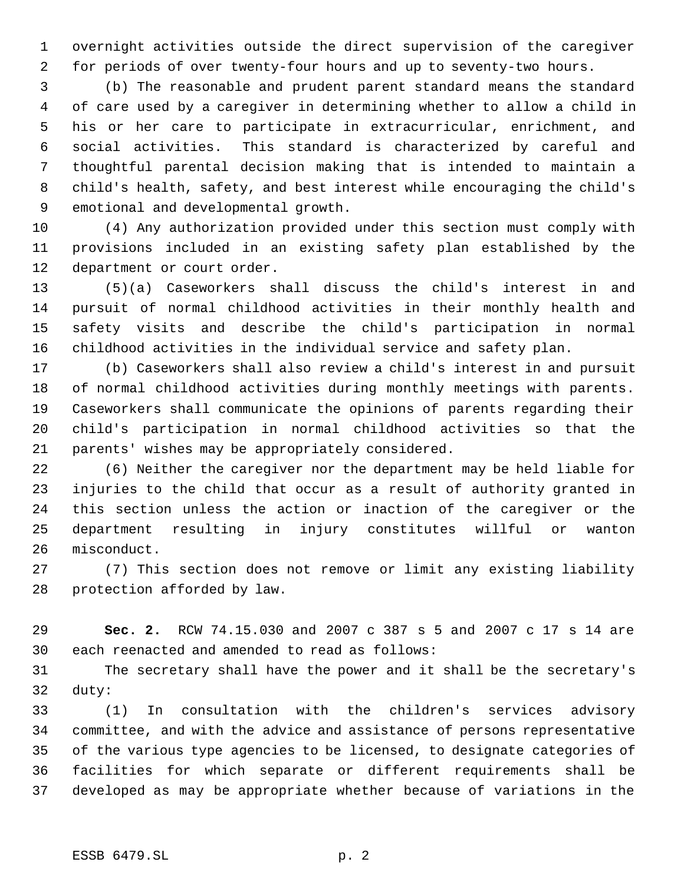overnight activities outside the direct supervision of the caregiver for periods of over twenty-four hours and up to seventy-two hours.

(b) The reasonable and prudent parent standard means the standard of care used by a caregiver in determining whether to allow a child in his or her care to participate in extracurricular, enrichment, and social activities. This standard is characterized by careful and thoughtful parental decision making that is intended to maintain a child's health, safety, and best interest while encouraging the child's emotional and developmental growth.

(4) Any authorization provided under this section must comply with provisions included in an existing safety plan established by the department or court order.

(5)(a) Caseworkers shall discuss the child's interest in and pursuit of normal childhood activities in their monthly health and safety visits and describe the child's participation in normal childhood activities in the individual service and safety plan.

(b) Caseworkers shall also review a child's interest in and pursuit of normal childhood activities during monthly meetings with parents. Caseworkers shall communicate the opinions of parents regarding their child's participation in normal childhood activities so that the parents' wishes may be appropriately considered.

(6) Neither the caregiver nor the department may be held liable for injuries to the child that occur as a result of authority granted in this section unless the action or inaction of the caregiver or the department resulting in injury constitutes willful or wanton misconduct.

(7) This section does not remove or limit any existing liability protection afforded by law.

**Sec. 2.** RCW 74.15.030 and 2007 c 387 s 5 and 2007 c 17 s 14 are each reenacted and amended to read as follows:

The secretary shall have the power and it shall be the secretary's duty:

(1) In consultation with the children's services advisory committee, and with the advice and assistance of persons representative of the various type agencies to be licensed, to designate categories of facilities for which separate or different requirements shall be developed as may be appropriate whether because of variations in the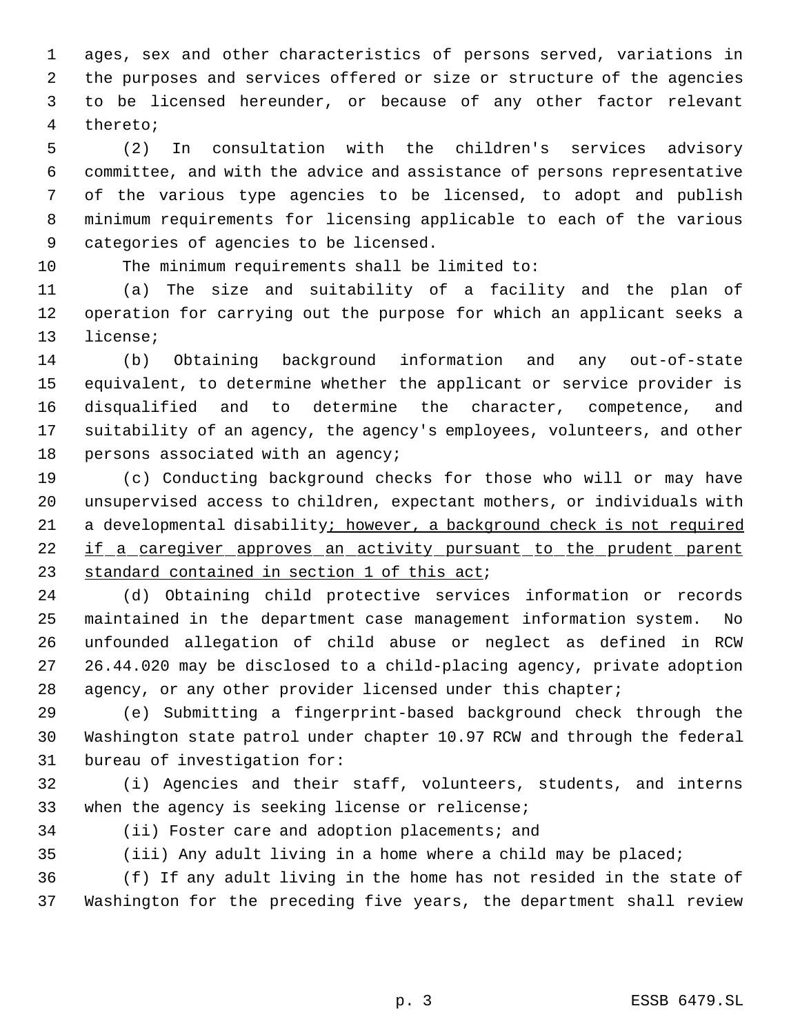ages, sex and other characteristics of persons served, variations in the purposes and services offered or size or structure of the agencies to be licensed hereunder, or because of any other factor relevant thereto;

(2) In consultation with the children's services advisory committee, and with the advice and assistance of persons representative of the various type agencies to be licensed, to adopt and publish minimum requirements for licensing applicable to each of the various categories of agencies to be licensed.

The minimum requirements shall be limited to:

(a) The size and suitability of a facility and the plan of operation for carrying out the purpose for which an applicant seeks a license;

(b) Obtaining background information and any out-of-state equivalent, to determine whether the applicant or service provider is disqualified and to determine the character, competence, and suitability of an agency, the agency's employees, volunteers, and other persons associated with an agency;

(c) Conducting background checks for those who will or may have unsupervised access to children, expectant mothers, or individuals with a developmental disability<u>; however, a background check is not required if a caregiver approves an activity pursuant to the prudent parent standard contained in section 1 of this act</u>;

(d) Obtaining child protective services information or records maintained in the department case management information system. No unfounded allegation of child abuse or neglect as defined in RCW 26.44.020 may be disclosed to a child-placing agency, private adoption agency, or any other provider licensed under this chapter;

(e) Submitting a fingerprint-based background check through the Washington state patrol under chapter 10.97 RCW and through the federal bureau of investigation for:

(i) Agencies and their staff, volunteers, students, and interns when the agency is seeking license or relicense;

(ii) Foster care and adoption placements; and

(iii) Any adult living in a home where a child may be placed;

(f) If any adult living in the home has not resided in the state of Washington for the preceding five years, the department shall review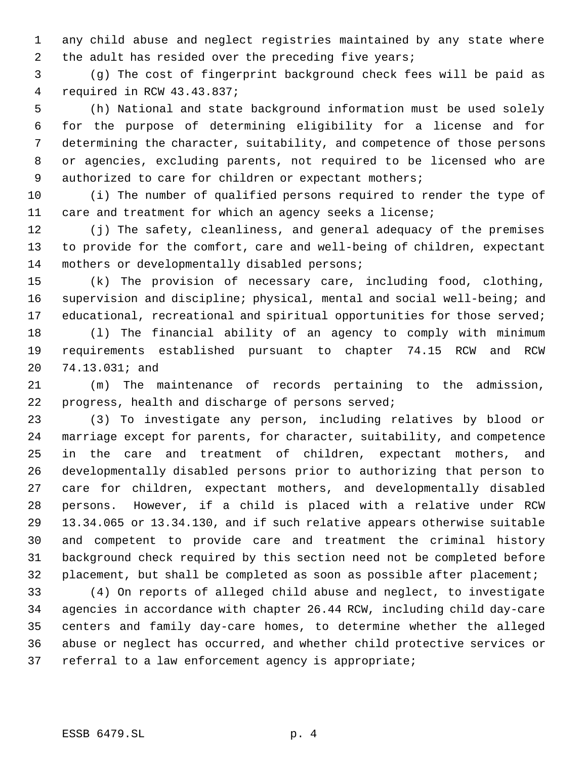any child abuse and neglect registries maintained by any state where the adult has resided over the preceding five years;

(g) The cost of fingerprint background check fees will be paid as required in RCW 43.43.837;

(h) National and state background information must be used solely for the purpose of determining eligibility for a license and for determining the character, suitability, and competence of those persons or agencies, excluding parents, not required to be licensed who are authorized to care for children or expectant mothers;

(i) The number of qualified persons required to render the type of care and treatment for which an agency seeks a license;

(j) The safety, cleanliness, and general adequacy of the premises to provide for the comfort, care and well-being of children, expectant mothers or developmentally disabled persons;

(k) The provision of necessary care, including food, clothing, supervision and discipline; physical, mental and social well-being; and educational, recreational and spiritual opportunities for those served;

(l) The financial ability of an agency to comply with minimum requirements established pursuant to chapter 74.15 RCW and RCW 74.13.031; and

(m) The maintenance of records pertaining to the admission, progress, health and discharge of persons served;

(3) To investigate any person, including relatives by blood or marriage except for parents, for character, suitability, and competence in the care and treatment of children, expectant mothers, and developmentally disabled persons prior to authorizing that person to care for children, expectant mothers, and developmentally disabled persons. However, if a child is placed with a relative under RCW 13.34.065 or 13.34.130, and if such relative appears otherwise suitable and competent to provide care and treatment the criminal history background check required by this section need not be completed before placement, but shall be completed as soon as possible after placement;

(4) On reports of alleged child abuse and neglect, to investigate agencies in accordance with chapter 26.44 RCW, including child day-care centers and family day-care homes, to determine whether the alleged abuse or neglect has occurred, and whether child protective services or referral to a law enforcement agency is appropriate;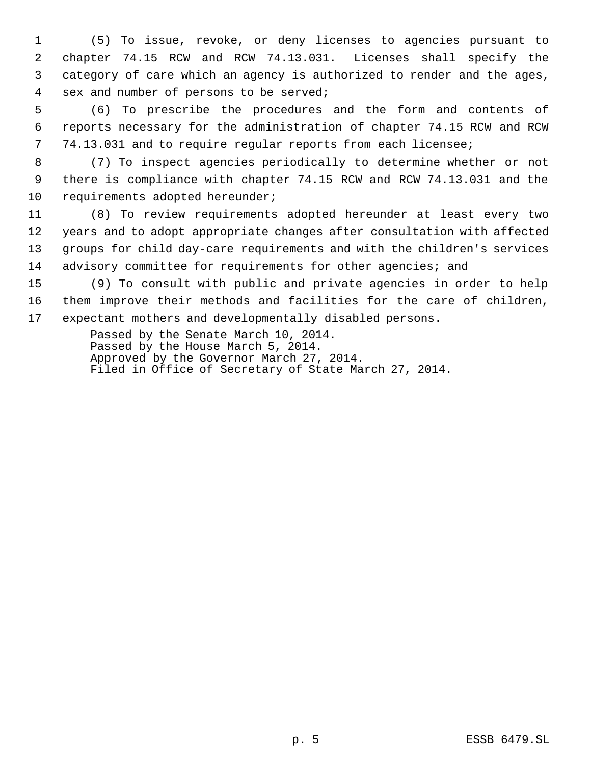(5) To issue, revoke, or deny licenses to agencies pursuant to chapter 74.15 RCW and RCW 74.13.031. Licenses shall specify the category of care which an agency is authorized to render and the ages, sex and number of persons to be served;

(6) To prescribe the procedures and the form and contents of reports necessary for the administration of chapter 74.15 RCW and RCW 74.13.031 and to require regular reports from each licensee;

(7) To inspect agencies periodically to determine whether or not there is compliance with chapter 74.15 RCW and RCW 74.13.031 and the requirements adopted hereunder;

(8) To review requirements adopted hereunder at least every two years and to adopt appropriate changes after consultation with affected groups for child day-care requirements and with the children's services advisory committee for requirements for other agencies; and

(9) To consult with public and private agencies in order to help them improve their methods and facilities for the care of children, expectant mothers and developmentally disabled persons.

Passed by the Senate March 10, 2014.
Passed by the House March 5, 2014.
Approved by the Governor March 27, 2014.
Filed in Office of Secretary of State March 27, 2014.